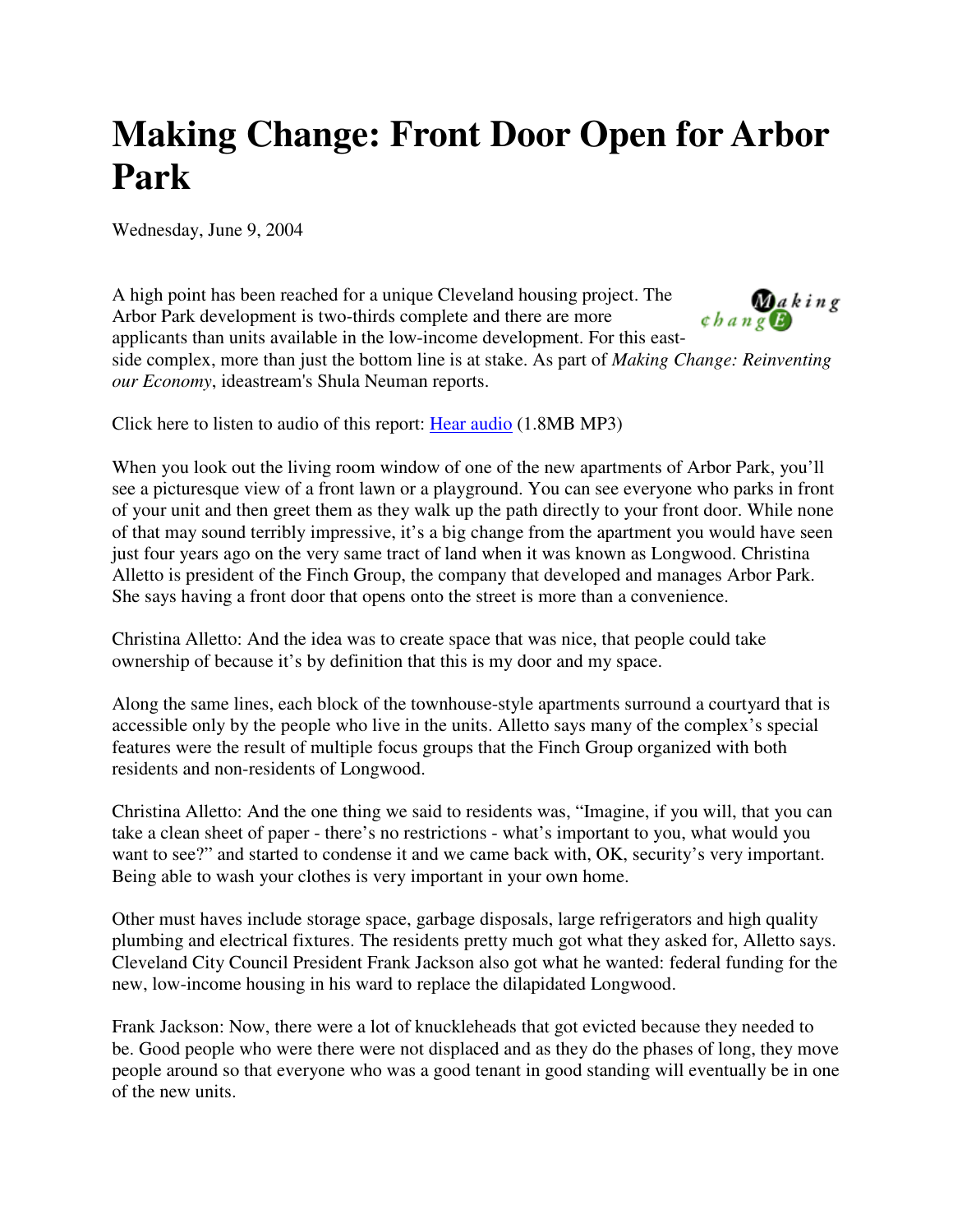# Making Change: Front Door Open for Arbor Park

Wednesday, June 9, 2004

A high point has been reached for a unique Cleveland housing project. The Arbor Park development is two-thirds complete and there are more applicants than units available in the low-income development. For this east-side complex, more than just the bottom line is at stake. As part of *Making Change: Reinventing our Economy*, ideastream's Shula Neuman reports.

Click here to listen to audio of this report: [Hear audio] (1.8MB MP3)

When you look out the living room window of one of the new apartments of Arbor Park, you'll see a picturesque view of a front lawn or a playground. You can see everyone who parks in front of your unit and then greet them as they walk up the path directly to your front door. While none of that may sound terribly impressive, it's a big change from the apartment you would have seen just four years ago on the very same tract of land when it was known as Longwood. Christina Alletto is president of the Finch Group, the company that developed and manages Arbor Park. She says having a front door that opens onto the street is more than a convenience.

Christina Alletto: And the idea was to create space that was nice, that people could take ownership of because it's by definition that this is my door and my space.

Along the same lines, each block of the townhouse-style apartments surround a courtyard that is accessible only by the people who live in the units. Alletto says many of the complex's special features were the result of multiple focus groups that the Finch Group organized with both residents and non-residents of Longwood.

Christina Alletto: And the one thing we said to residents was, "Imagine, if you will, that you can take a clean sheet of paper - there's no restrictions - what's important to you, what would you want to see?" and started to condense it and we came back with, OK, security's very important. Being able to wash your clothes is very important in your own home.

Other must haves include storage space, garbage disposals, large refrigerators and high quality plumbing and electrical fixtures. The residents pretty much got what they asked for, Alletto says. Cleveland City Council President Frank Jackson also got what he wanted: federal funding for the new, low-income housing in his ward to replace the dilapidated Longwood.

Frank Jackson: Now, there were a lot of knuckleheads that got evicted because they needed to be. Good people who were there were not displaced and as they do the phases of long, they move people around so that everyone who was a good tenant in good standing will eventually be in one of the new units.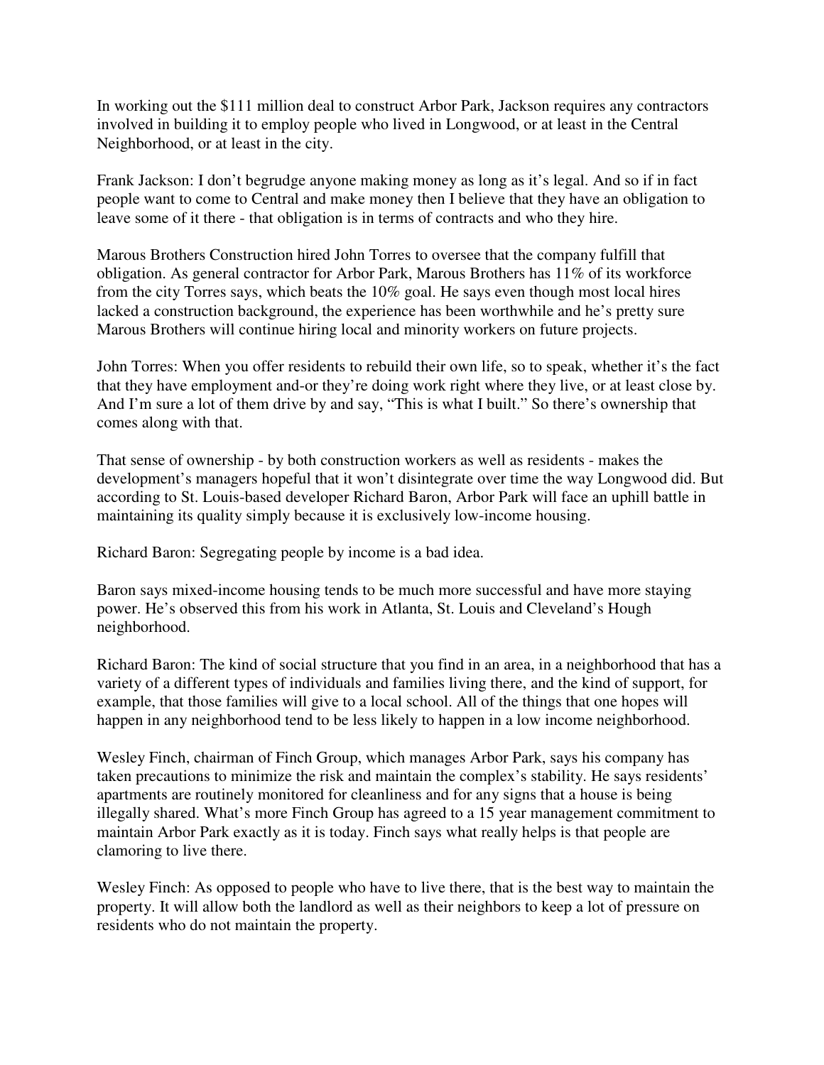In working out the $111 million deal to construct Arbor Park, Jackson requires any contractors involved in building it to employ people who lived in Longwood, or at least in the Central Neighborhood, or at least in the city.

Frank Jackson: I don't begrudge anyone making money as long as it's legal. And so if in fact people want to come to Central and make money then I believe that they have an obligation to leave some of it there - that obligation is in terms of contracts and who they hire.

Marous Brothers Construction hired John Torres to oversee that the company fulfill that obligation. As general contractor for Arbor Park, Marous Brothers has 11% of its workforce from the city Torres says, which beats the 10% goal. He says even though most local hires lacked a construction background, the experience has been worthwhile and he's pretty sure Marous Brothers will continue hiring local and minority workers on future projects.

John Torres: When you offer residents to rebuild their own life, so to speak, whether it's the fact that they have employment and-or they're doing work right where they live, or at least close by. And I'm sure a lot of them drive by and say, "This is what I built." So there's ownership that comes along with that.

That sense of ownership - by both construction workers as well as residents - makes the development's managers hopeful that it won't disintegrate over time the way Longwood did. But according to St. Louis-based developer Richard Baron, Arbor Park will face an uphill battle in maintaining its quality simply because it is exclusively low-income housing.

Richard Baron: Segregating people by income is a bad idea.

Baron says mixed-income housing tends to be much more successful and have more staying power. He's observed this from his work in Atlanta, St. Louis and Cleveland's Hough neighborhood.

Richard Baron: The kind of social structure that you find in an area, in a neighborhood that has a variety of a different types of individuals and families living there, and the kind of support, for example, that those families will give to a local school. All of the things that one hopes will happen in any neighborhood tend to be less likely to happen in a low income neighborhood.

Wesley Finch, chairman of Finch Group, which manages Arbor Park, says his company has taken precautions to minimize the risk and maintain the complex's stability. He says residents' apartments are routinely monitored for cleanliness and for any signs that a house is being illegally shared. What's more Finch Group has agreed to a 15 year management commitment to maintain Arbor Park exactly as it is today. Finch says what really helps is that people are clamoring to live there.

Wesley Finch: As opposed to people who have to live there, that is the best way to maintain the property. It will allow both the landlord as well as their neighbors to keep a lot of pressure on residents who do not maintain the property.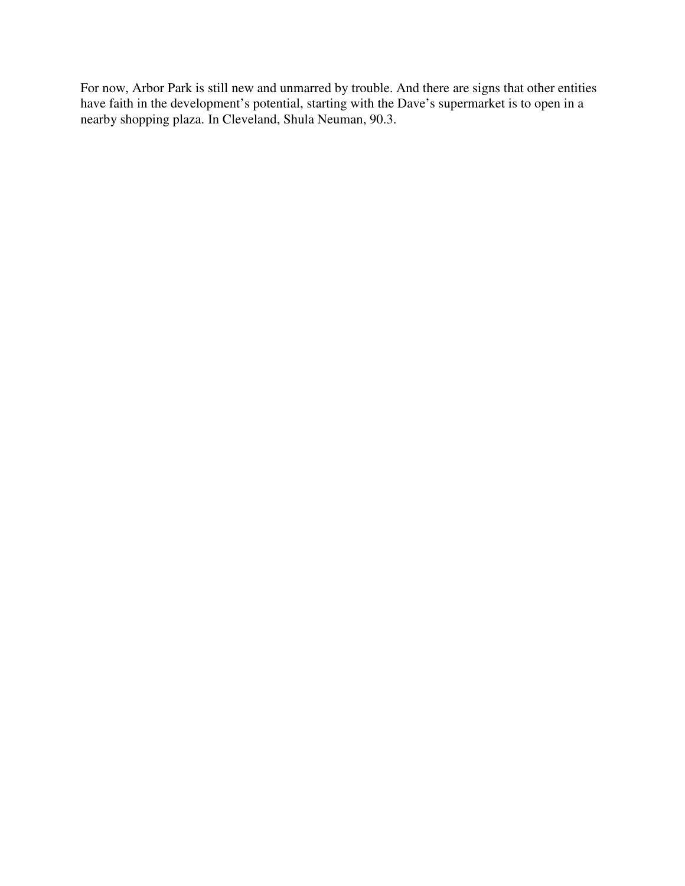For now, Arbor Park is still new and unmarred by trouble. And there are signs that other entities have faith in the development's potential, starting with the Dave's supermarket is to open in a nearby shopping plaza. In Cleveland, Shula Neuman, 90.3.